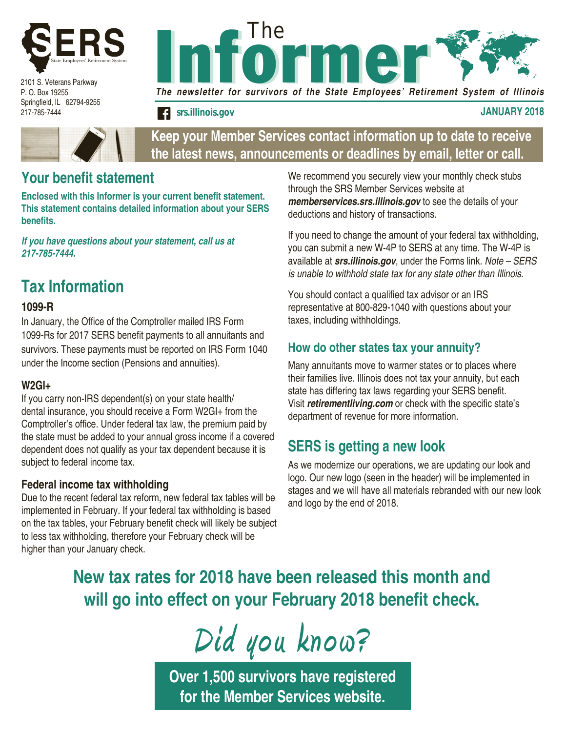# The Informer

*The newsletter for survivors of the State Employees' Retirement System of Illinois*

SERS State Employees' Retirement System

2101 S. Veterans Parkway
P. O. Box 19255
Springfield, IL 62794-9255
217-785-7444

srs.illinois.gov

JANUARY 2018

**Keep your Member Services contact information up to date to receive the latest news, announcements or deadlines by email, letter or call.**

## Your benefit statement

**Enclosed with this Informer is your current benefit statement. This statement contains detailed information about your SERS benefits.**

***If you have questions about your statement, call us at 217-785-7444.***

## Tax Information

### 1099-R

In January, the Office of the Comptroller mailed IRS Form 1099-Rs for 2017 SERS benefit payments to all annuitants and survivors. These payments must be reported on IRS Form 1040 under the Income section (Pensions and annuities).

### W2GI+

If you carry non-IRS dependent(s) on your state health/dental insurance, you should receive a Form W2GI+ from the Comptroller's office. Under federal tax law, the premium paid by the state must be added to your annual gross income if a covered dependent does not qualify as your tax dependent because it is subject to federal income tax.

### Federal income tax withholding

Due to the recent federal tax reform, new federal tax tables will be implemented in February. If your federal tax withholding is based on the tax tables, your February benefit check will likely be subject to less tax withholding, therefore your February check will be higher than your January check.

We recommend you securely view your monthly check stubs through the SRS Member Services website at ***memberservices.srs.illinois.gov*** to see the details of your deductions and history of transactions.

If you need to change the amount of your federal tax withholding, you can submit a new W-4P to SERS at any time. The W-4P is available at ***srs.illinois.gov***, under the Forms link. *Note – SERS is unable to withhold state tax for any state other than Illinois.*

You should contact a qualified tax advisor or an IRS representative at 800-829-1040 with questions about your taxes, including withholdings.

### How do other states tax your annuity?

Many annuitants move to warmer states or to places where their families live. Illinois does not tax your annuity, but each state has differing tax laws regarding your SERS benefit. Visit ***retirementliving.com*** or check with the specific state's department of revenue for more information.

## SERS is getting a new look

As we modernize our operations, we are updating our look and logo. Our new logo (seen in the header) will be implemented in stages and we will have all materials rebranded with our new look and logo by the end of 2018.

**New tax rates for 2018 have been released this month and will go into effect on your February 2018 benefit check.**

## Did you know?

**Over 1,500 survivors have registered for the Member Services website.**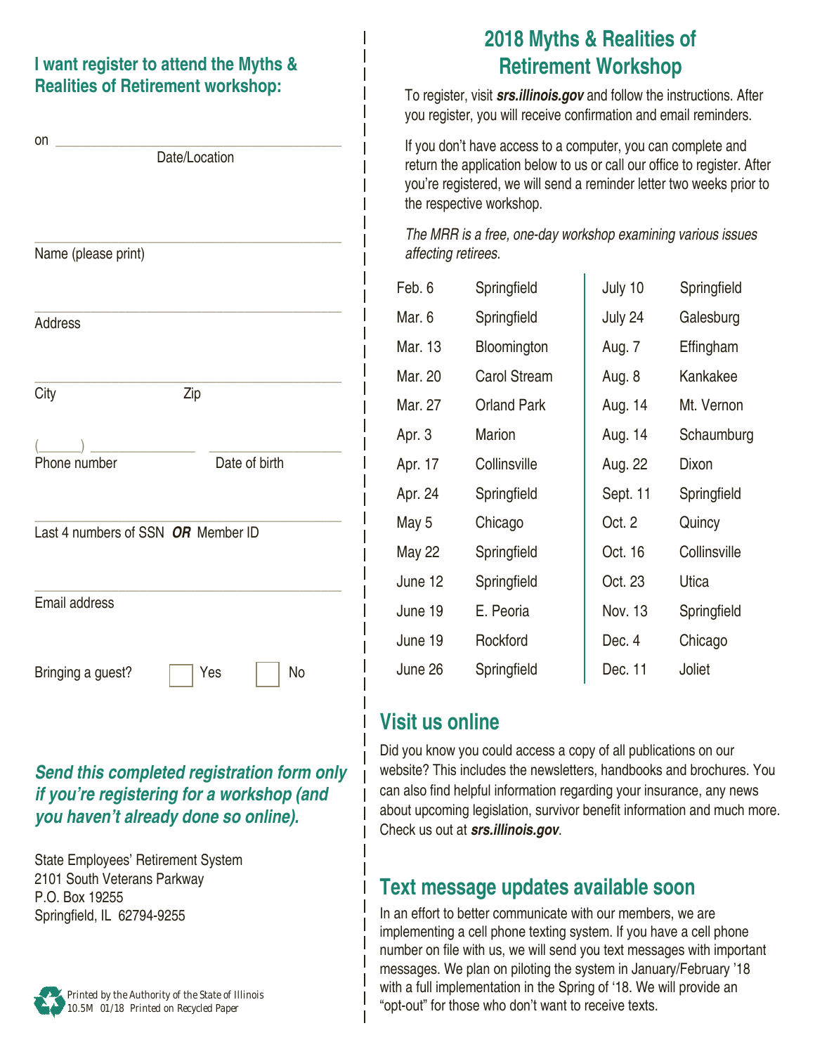## I want register to attend the Myths & Realities of Retirement workshop:

on ______________________________
Date/Location

______________________________
Name (please print)

______________________________
Address

______________________________
City Zip

(______) ______________ ______________
Phone number Date of birth

______________________________
Last 4 numbers of SSN ***OR*** Member ID

______________________________
Email address

Bringing a guest? ☐ Yes ☐ No

***Send this completed registration form only if you're registering for a workshop (and you haven't already done so online).***

State Employees' Retirement System
2101 South Veterans Parkway
P.O. Box 19255
Springfield, IL 62794-9255

Printed by the Authority of the State of Illinois
10.5M 01/18 Printed on Recycled Paper

# 2018 Myths & Realities of Retirement Workshop

To register, visit ***srs.illinois.gov*** and follow the instructions. After you register, you will receive confirmation and email reminders.

If you don't have access to a computer, you can complete and return the application below to us or call our office to register. After you're registered, we will send a reminder letter two weeks prior to the respective workshop.

*The MRR is a free, one-day workshop examining various issues affecting retirees.*

| | | | |
|---|---|---|---|
| Feb. 6 | Springfield | July 10 | Springfield |
| Mar. 6 | Springfield | July 24 | Galesburg |
| Mar. 13 | Bloomington | Aug. 7 | Effingham |
| Mar. 20 | Carol Stream | Aug. 8 | Kankakee |
| Mar. 27 | Orland Park | Aug. 14 | Mt. Vernon |
| Apr. 3 | Marion | Aug. 14 | Schaumburg |
| Apr. 17 | Collinsville | Aug. 22 | Dixon |
| Apr. 24 | Springfield | Sept. 11 | Springfield |
| May 5 | Chicago | Oct. 2 | Quincy |
| May 22 | Springfield | Oct. 16 | Collinsville |
| June 12 | Springfield | Oct. 23 | Utica |
| June 19 | E. Peoria | Nov. 13 | Springfield |
| June 19 | Rockford | Dec. 4 | Chicago |
| June 26 | Springfield | Dec. 11 | Joliet |

## Visit us online

Did you know you could access a copy of all publications on our website? This includes the newsletters, handbooks and brochures. You can also find helpful information regarding your insurance, any news about upcoming legislation, survivor benefit information and much more. Check us out at ***srs.illinois.gov***.

## Text message updates available soon

In an effort to better communicate with our members, we are implementing a cell phone texting system. If you have a cell phone number on file with us, we will send you text messages with important messages. We plan on piloting the system in January/February '18 with a full implementation in the Spring of '18. We will provide an "opt-out" for those who don't want to receive texts.